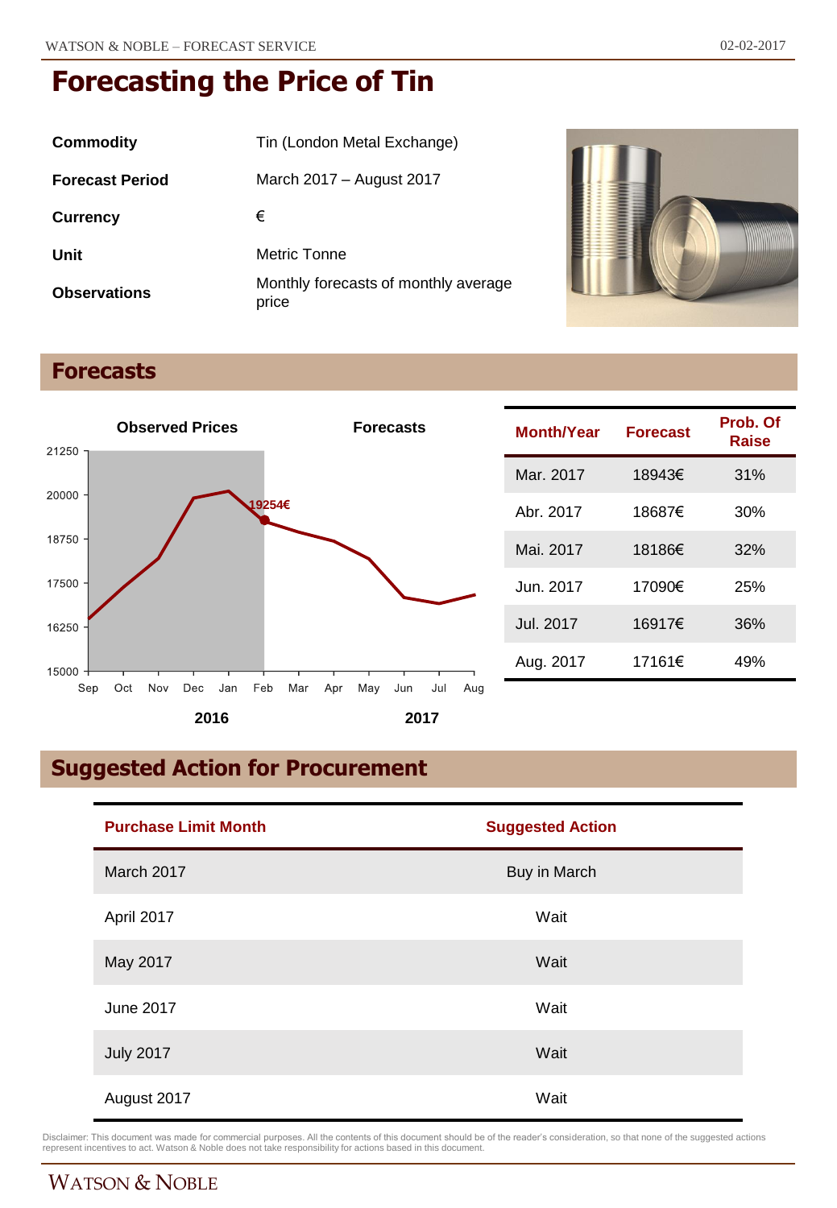# Forecasting the Price of Tin

| | |
|---|---|
| **Commodity** | Tin (London Metal Exchange) |
| **Forecast Period** | March 2017 – August 2017 |
| **Currency** | € |
| **Unit** | Metric Tonne |
| **Observations** | Monthly forecasts of monthly average price |

## Forecasts

Observed Prices

Forecasts

21250
20000
18750
17500
16250
15000

19254€

Sep Oct Nov Dec Jan Feb Mar Apr May Jun Jul Aug

2016

2017

| Month/Year | Forecast | Prob. Of Raise |
|---|---|---|
| Mar. 2017 | 18943€ | 31% |
| Abr. 2017 | 18687€ | 30% |
| Mai. 2017 | 18186€ | 32% |
| Jun. 2017 | 17090€ | 25% |
| Jul. 2017 | 16917€ | 36% |
| Aug. 2017 | 17161€ | 49% |

## Suggested Action for Procurement

| Purchase Limit Month | Suggested Action |
|---|---|
| March 2017 | Buy in March |
| April 2017 | Wait |
| May 2017 | Wait |
| June 2017 | Wait |
| July 2017 | Wait |
| August 2017 | Wait |

Disclaimer: This document was made for commercial purposes. All the contents of this document should be of the reader's consideration, so that none of the suggested actions represent incentives to act. Watson & Noble does not take responsibility for actions based in this document.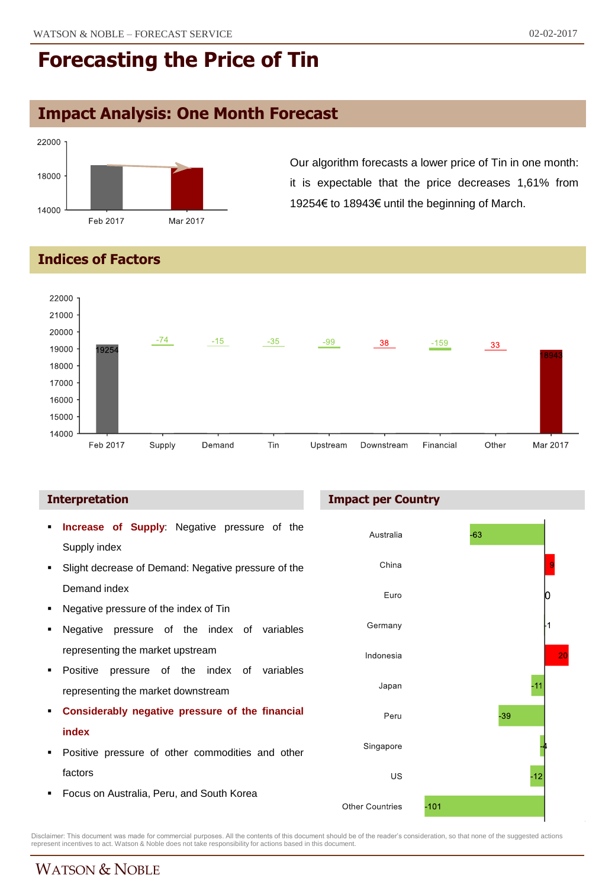# Forecasting the Price of Tin

## Impact Analysis: One Month Forecast

22000
18000
14000
Feb 2017
Mar 2017

Our algorithm forecasts a lower price of Tin in one month: it is expectable that the price decreases 1,61% from 19254€ to 18943€ until the beginning of March.

## Indices of Factors

22000
21000
20000
19000
18000
17000
16000
15000
14000

19254
-74
-15
-35
-99
38
-159
33
18943

Feb 2017
Supply
Demand
Tin
Upstream
Downstream
Financial
Other
Mar 2017

### Interpretation

- **Increase of Supply**: Negative pressure of the Supply index
- Slight decrease of Demand: Negative pressure of the Demand index
- Negative pressure of the index of Tin
- Negative pressure of the index of variables representing the market upstream
- Positive pressure of the index of variables representing the market downstream
- **Considerably negative pressure of the financial index**
- Positive pressure of other commodities and other factors
- Focus on Australia, Peru, and South Korea

### Impact per Country

Australia -63
China 9
Euro 0
Germany -1
Indonesia 20
Japan -11
Peru -39
Singapore -4
US -12
Other Countries -101

Disclaimer: This document was made for commercial purposes. All the contents of this document should be of the reader's consideration, so that none of the suggested actions represent incentives to act. Watson & Noble does not take responsibility for actions based in this document.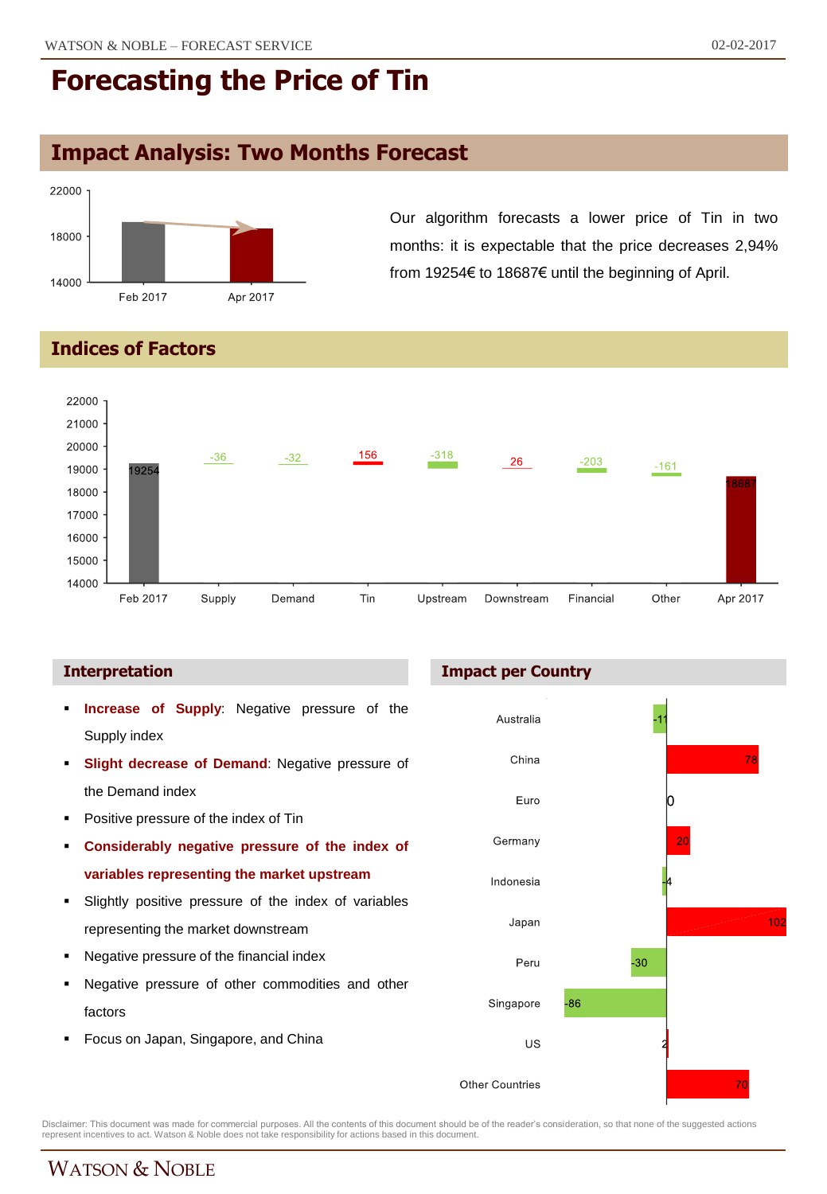# Forecasting the Price of Tin

## Impact Analysis: Two Months Forecast

Our algorithm forecasts a lower price of Tin in two months: it is expectable that the price decreases 2,94% from 19254€ to 18687€ until the beginning of April.

## Indices of Factors

| | Feb 2017 | Supply | Demand | Tin | Upstream | Downstream | Financial | Other | Apr 2017 |
|---|---|---|---|---|---|---|---|---|---|
| Value | 19254 | -36 | -32 | 156 | -318 | 26 | -203 | -161 | 18687 |

### Interpretation

- **Increase of Supply**: Negative pressure of the Supply index
- **Slight decrease of Demand**: Negative pressure of the Demand index
- Positive pressure of the index of Tin
- **Considerably negative pressure of the index of variables representing the market upstream**
- Slightly positive pressure of the index of variables representing the market downstream
- Negative pressure of the financial index
- Negative pressure of other commodities and other factors
- Focus on Japan, Singapore, and China

### Impact per Country

| Country | Impact |
|---|---|
| Australia | -11 |
| China | 78 |
| Euro | 0 |
| Germany | 20 |
| Indonesia | -4 |
| Japan | 102 |
| Peru | -30 |
| Singapore | -86 |
| US | 2 |
| Other Countries | 70 |

Disclaimer: This document was made for commercial purposes. All the contents of this document should be of the reader's consideration, so that none of the suggested actions represent incentives to act. Watson & Noble does not take responsibility for actions based in this document.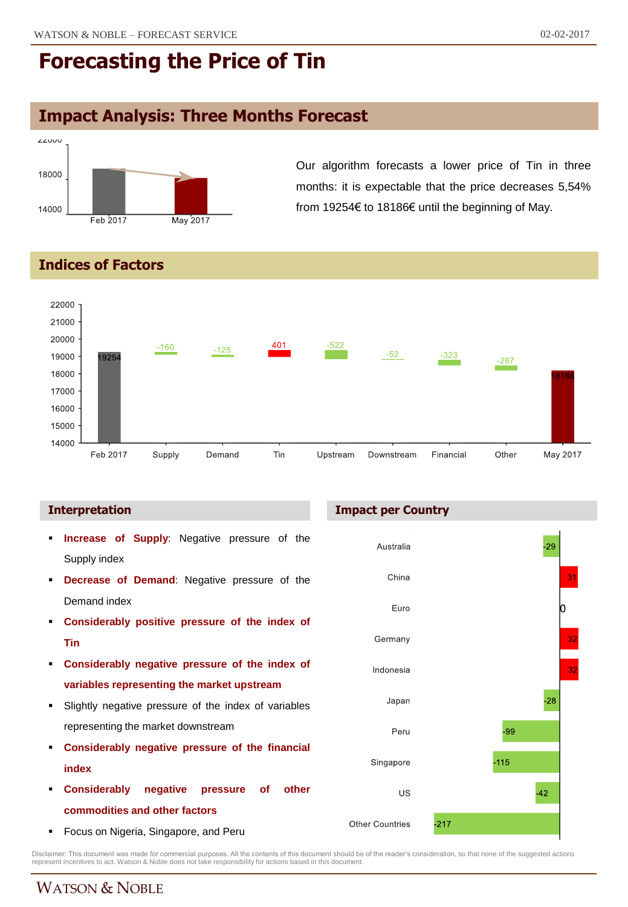# Forecasting the Price of Tin

## Impact Analysis: Three Months Forecast

22000
18000
14000
Feb 2017
May 2017

Our algorithm forecasts a lower price of Tin in three months: it is expectable that the price decreases 5,54% from 19254€ to 18186€ until the beginning of May.

## Indices of Factors

22000
21000
20000
19000
18000
17000
16000
15000
14000

19254
-160
-125
401
-522
-52
-323
-287
18186

Feb 2017
Supply
Demand
Tin
Upstream
Downstream
Financial
Other
May 2017

### Interpretation

- **Increase of Supply**: Negative pressure of the Supply index
- **Decrease of Demand**: Negative pressure of the Demand index
- **Considerably positive pressure of the index of Tin**
- **Considerably negative pressure of the index of variables representing the market upstream**
- Slightly negative pressure of the index of variables representing the market downstream
- **Considerably negative pressure of the financial index**
- **Considerably negative pressure of other commodities and other factors**
- Focus on Nigeria, Singapore, and Peru

### Impact per Country

Australia -29
China 31
Euro 0
Germany 32
Indonesia 32
Japan -28
Peru -99
Singapore -115
US -42
Other Countries -217

Disclaimer: This document was made for commercial purposes. All the contents of this document should be of the reader's consideration, so that none of the suggested actions represent incentives to act. Watson & Noble does not take responsibility for actions based in this document.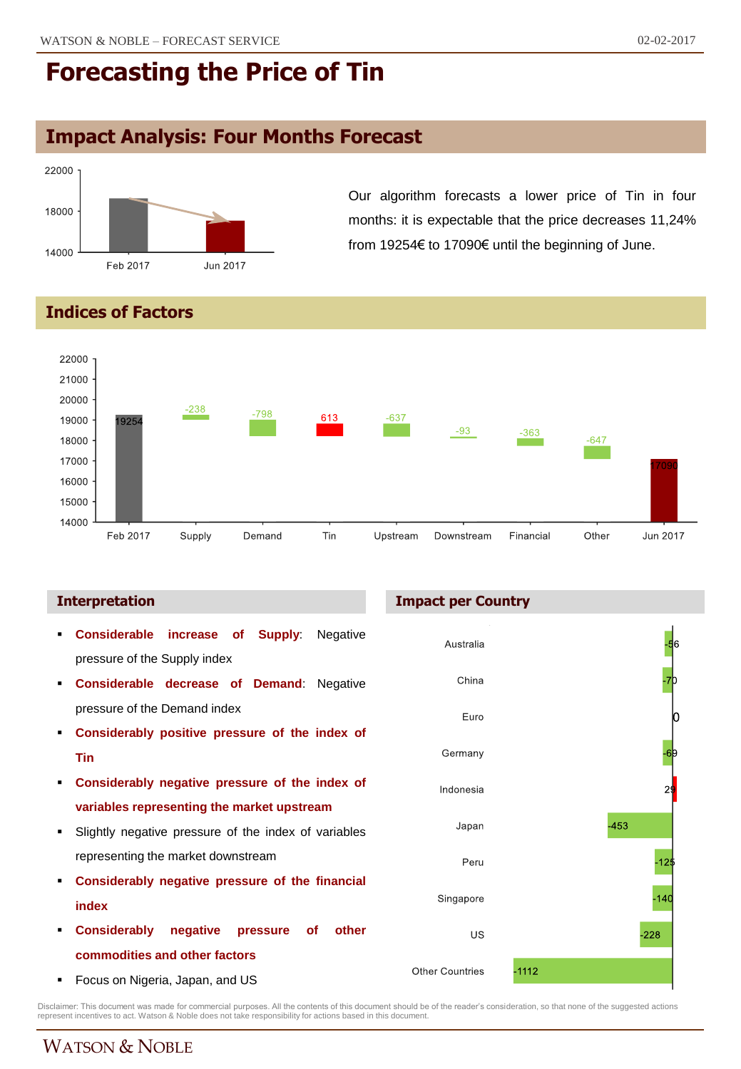# Forecasting the Price of Tin

## Impact Analysis: Four Months Forecast

22000
18000
14000
Feb 2017
Jun 2017

Our algorithm forecasts a lower price of Tin in four months: it is expectable that the price decreases 11,24% from 19254€ to 17090€ until the beginning of June.

## Indices of Factors

22000
21000
20000
19000
18000
17000
16000
15000
14000

19254
-238
-798
613
-637
-93
-363
-647
17090

Feb 2017
Supply
Demand
Tin
Upstream
Downstream
Financial
Other
Jun 2017

### Interpretation

- **Considerable increase of Supply**: Negative pressure of the Supply index
- **Considerable decrease of Demand**: Negative pressure of the Demand index
- **Considerably positive pressure of the index of Tin**
- **Considerably negative pressure of the index of variables representing the market upstream**
- Slightly negative pressure of the index of variables representing the market downstream
- **Considerably negative pressure of the financial index**
- **Considerably negative pressure of other commodities and other factors**
- Focus on Nigeria, Japan, and US

### Impact per Country

Australia -56
China -70
Euro 0
Germany -69
Indonesia 29
Japan -453
Peru -125
Singapore -140
US -228
Other Countries -1112

Disclaimer: This document was made for commercial purposes. All the contents of this document should be of the reader's consideration, so that none of the suggested actions represent incentives to act. Watson & Noble does not take responsibility for actions based in this document.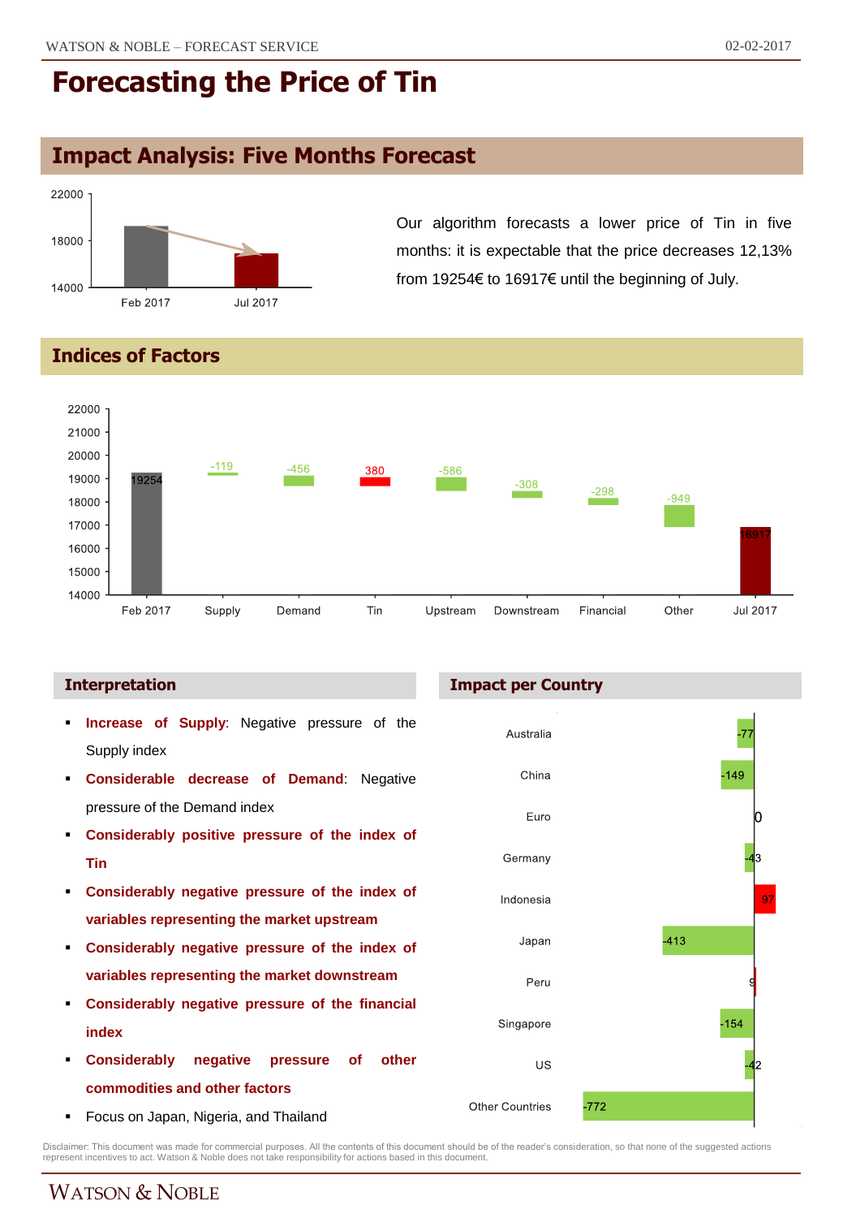# Forecasting the Price of Tin

## Impact Analysis: Five Months Forecast

22000
18000
14000
Feb 2017
Jul 2017

Our algorithm forecasts a lower price of Tin in five months: it is expectable that the price decreases 12,13% from 19254€ to 16917€ until the beginning of July.

## Indices of Factors

22000
21000
20000
19000
18000
17000
16000
15000
14000

19254
-119
-456
380
-586
-308
-298
-949
16917

Feb 2017, Supply, Demand, Tin, Upstream, Downstream, Financial, Other, Jul 2017

### Interpretation

- **Increase of Supply**: Negative pressure of the Supply index
- **Considerable decrease of Demand**: Negative pressure of the Demand index
- **Considerably positive pressure of the index of Tin**
- **Considerably negative pressure of the index of variables representing the market upstream**
- **Considerably negative pressure of the index of variables representing the market downstream**
- **Considerably negative pressure of the financial index**
- **Considerably negative pressure of other commodities and other factors**
- Focus on Japan, Nigeria, and Thailand

### Impact per Country

Australia -77
China -149
Euro 0
Germany -43
Indonesia 97
Japan -413
Peru 9
Singapore -154
US -42
Other Countries -772

Disclaimer: This document was made for commercial purposes. All the contents of this document should be of the reader's consideration, so that none of the suggested actions represent incentives to act. Watson & Noble does not take responsibility for actions based in this document.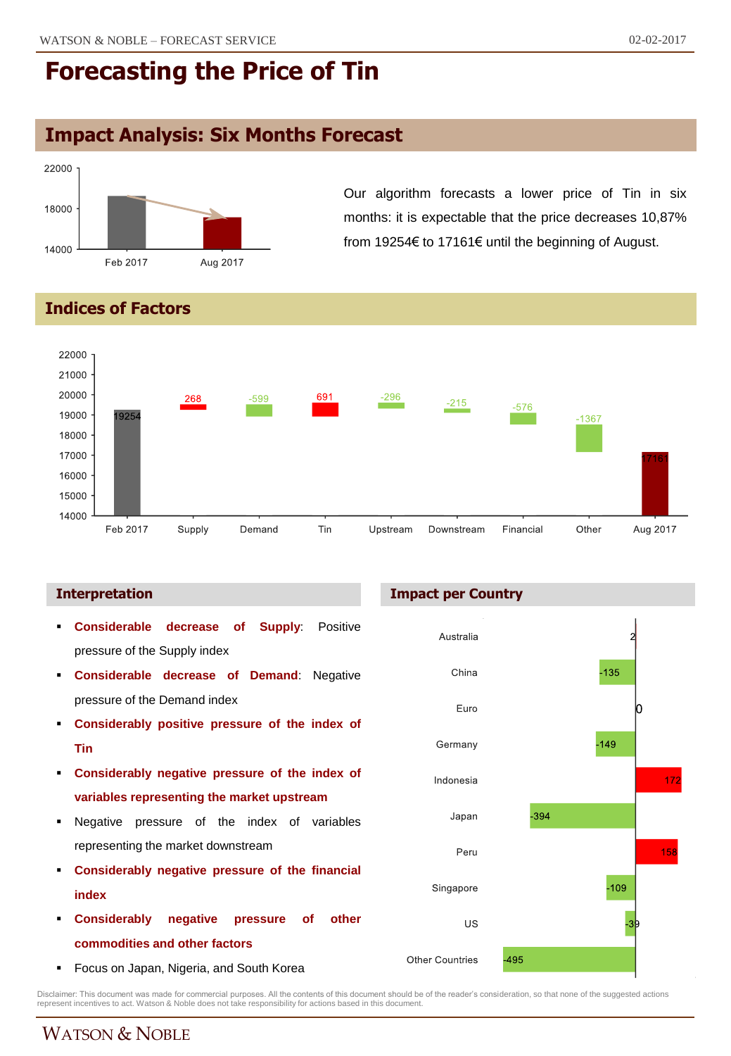# Forecasting the Price of Tin

## Impact Analysis: Six Months Forecast

Our algorithm forecasts a lower price of Tin in six months: it is expectable that the price decreases 10,87% from 19254€ to 17161€ until the beginning of August.

## Indices of Factors

| Factor | Value |
|---|---|
| Feb 2017 | 19254 |
| Supply | 268 |
| Demand | -599 |
| Tin | 691 |
| Upstream | -296 |
| Downstream | -215 |
| Financial | -576 |
| Other | -1367 |
| Aug 2017 | 17161 |

### Interpretation

- **Considerable decrease of Supply**: Positive pressure of the Supply index
- **Considerable decrease of Demand**: Negative pressure of the Demand index
- **Considerably positive pressure of the index of Tin**
- **Considerably negative pressure of the index of variables representing the market upstream**
- Negative pressure of the index of variables representing the market downstream
- **Considerably negative pressure of the financial index**
- **Considerably negative pressure of other commodities and other factors**
- Focus on Japan, Nigeria, and South Korea

### Impact per Country

| Country | Impact |
|---|---|
| Australia | 2 |
| China | -135 |
| Euro | 0 |
| Germany | -149 |
| Indonesia | 172 |
| Japan | -394 |
| Peru | 158 |
| Singapore | -109 |
| US | -39 |
| Other Countries | -495 |

Disclaimer: This document was made for commercial purposes. All the contents of this document should be of the reader's consideration, so that none of the suggested actions represent incentives to act. Watson & Noble does not take responsibility for actions based in this document.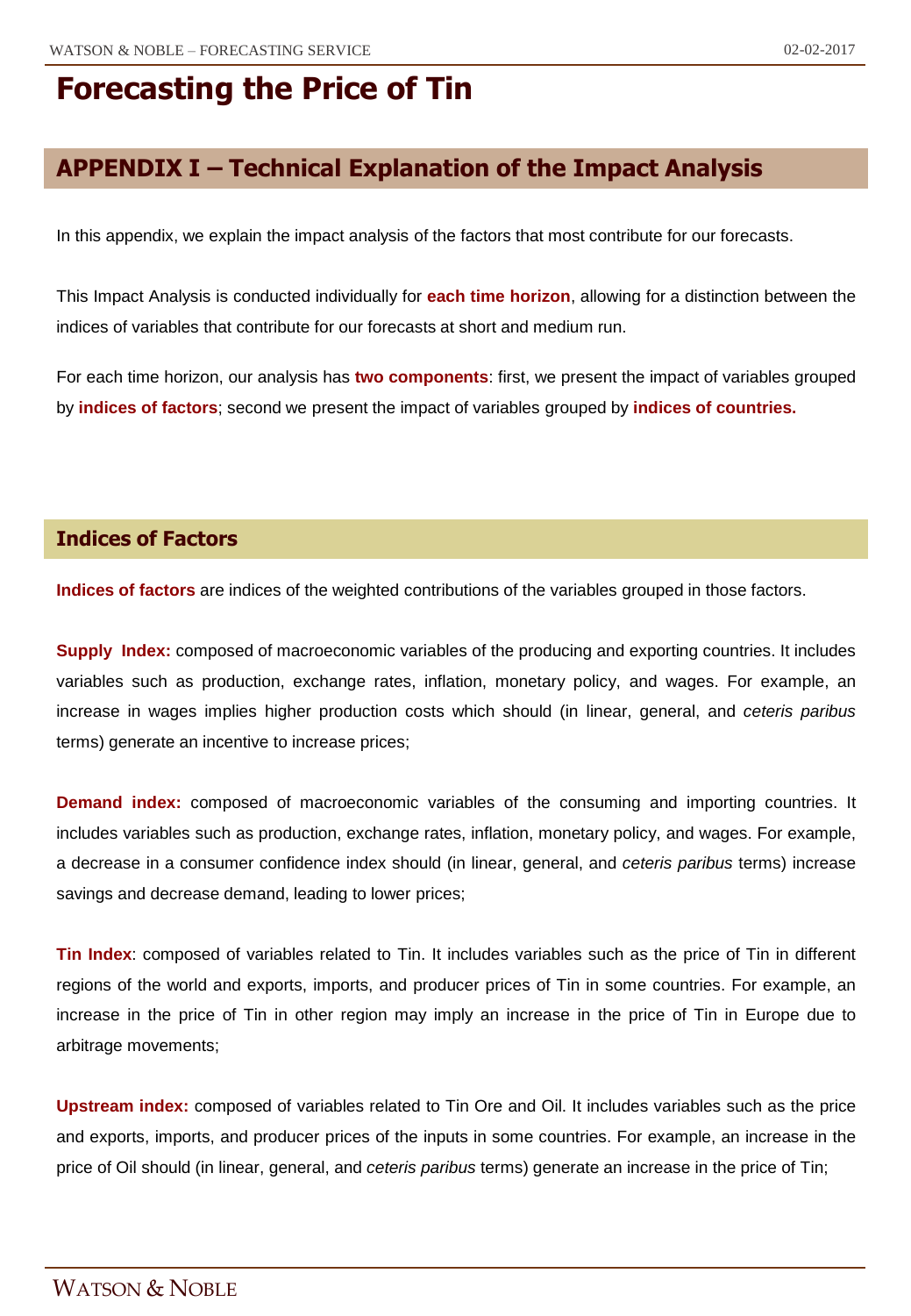# Forecasting the Price of Tin

## APPENDIX I – Technical Explanation of the Impact Analysis

In this appendix, we explain the impact analysis of the factors that most contribute for our forecasts.

This Impact Analysis is conducted individually for **each time horizon**, allowing for a distinction between the indices of variables that contribute for our forecasts at short and medium run.

For each time horizon, our analysis has **two components**: first, we present the impact of variables grouped by **indices of factors**; second we present the impact of variables grouped by **indices of countries.**

### Indices of Factors

**Indices of factors** are indices of the weighted contributions of the variables grouped in those factors.

**Supply Index:** composed of macroeconomic variables of the producing and exporting countries. It includes variables such as production, exchange rates, inflation, monetary policy, and wages. For example, an increase in wages implies higher production costs which should (in linear, general, and *ceteris paribus* terms) generate an incentive to increase prices;

**Demand index:** composed of macroeconomic variables of the consuming and importing countries. It includes variables such as production, exchange rates, inflation, monetary policy, and wages. For example, a decrease in a consumer confidence index should (in linear, general, and *ceteris paribus* terms) increase savings and decrease demand, leading to lower prices;

**Tin Index**: composed of variables related to Tin. It includes variables such as the price of Tin in different regions of the world and exports, imports, and producer prices of Tin in some countries. For example, an increase in the price of Tin in other region may imply an increase in the price of Tin in Europe due to arbitrage movements;

**Upstream index:** composed of variables related to Tin Ore and Oil. It includes variables such as the price and exports, imports, and producer prices of the inputs in some countries. For example, an increase in the price of Oil should (in linear, general, and *ceteris paribus* terms) generate an increase in the price of Tin;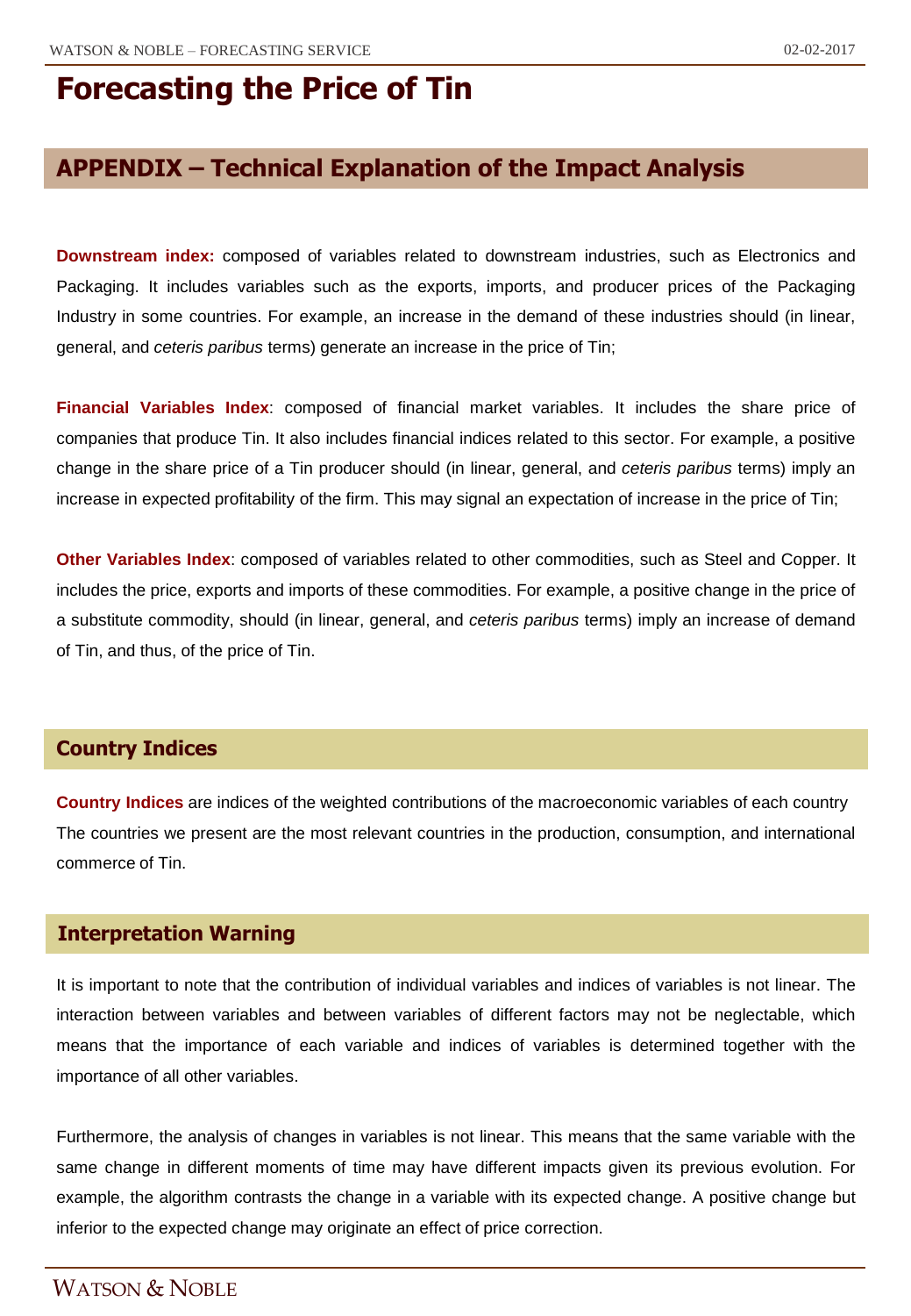# Forecasting the Price of Tin

## APPENDIX – Technical Explanation of the Impact Analysis

**Downstream index:** composed of variables related to downstream industries, such as Electronics and Packaging. It includes variables such as the exports, imports, and producer prices of the Packaging Industry in some countries. For example, an increase in the demand of these industries should (in linear, general, and *ceteris paribus* terms) generate an increase in the price of Tin;

**Financial Variables Index**: composed of financial market variables. It includes the share price of companies that produce Tin. It also includes financial indices related to this sector. For example, a positive change in the share price of a Tin producer should (in linear, general, and *ceteris paribus* terms) imply an increase in expected profitability of the firm. This may signal an expectation of increase in the price of Tin;

**Other Variables Index**: composed of variables related to other commodities, such as Steel and Copper. It includes the price, exports and imports of these commodities. For example, a positive change in the price of a substitute commodity, should (in linear, general, and *ceteris paribus* terms) imply an increase of demand of Tin, and thus, of the price of Tin.

## Country Indices

**Country Indices** are indices of the weighted contributions of the macroeconomic variables of each country The countries we present are the most relevant countries in the production, consumption, and international commerce of Tin.

## Interpretation Warning

It is important to note that the contribution of individual variables and indices of variables is not linear. The interaction between variables and between variables of different factors may not be neglectable, which means that the importance of each variable and indices of variables is determined together with the importance of all other variables.

Furthermore, the analysis of changes in variables is not linear. This means that the same variable with the same change in different moments of time may have different impacts given its previous evolution. For example, the algorithm contrasts the change in a variable with its expected change. A positive change but inferior to the expected change may originate an effect of price correction.